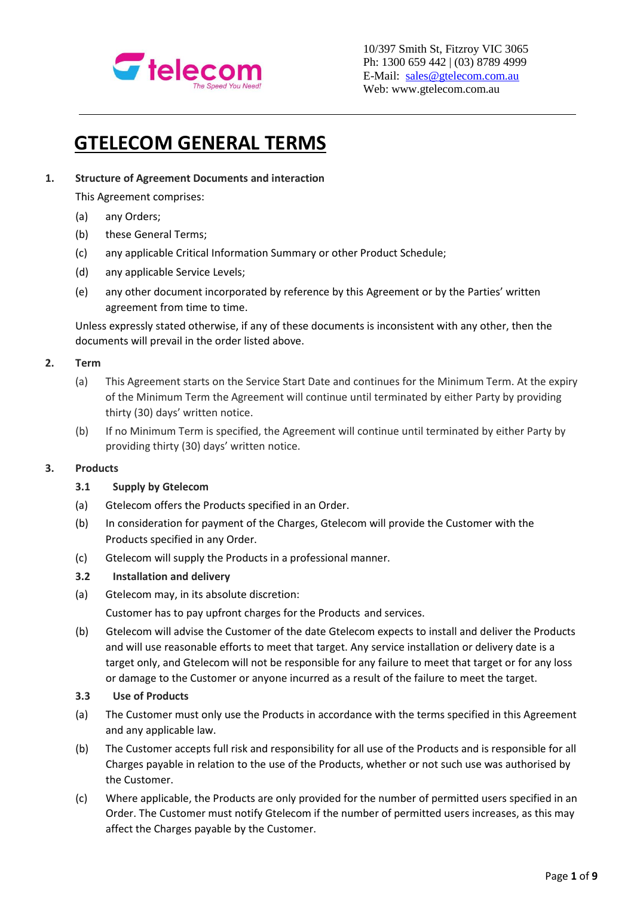10/397 Smith St, Fitzroy VIC 3065
Ph: 1300 659 442 | (03) 8789 4999
E-Mail: sales@gtelecom.com.au
Web: www.gtelecom.com.au

# GTELECOM GENERAL TERMS

## 1. Structure of Agreement Documents and interaction

This Agreement comprises:

(a) any Orders;

(b) these General Terms;

(c) any applicable Critical Information Summary or other Product Schedule;

(d) any applicable Service Levels;

(e) any other document incorporated by reference by this Agreement or by the Parties' written agreement from time to time.

Unless expressly stated otherwise, if any of these documents is inconsistent with any other, then the documents will prevail in the order listed above.

## 2. Term

(a) This Agreement starts on the Service Start Date and continues for the Minimum Term. At the expiry of the Minimum Term the Agreement will continue until terminated by either Party by providing thirty (30) days' written notice.

(b) If no Minimum Term is specified, the Agreement will continue until terminated by either Party by providing thirty (30) days' written notice.

## 3. Products

### 3.1 Supply by Gtelecom

(a) Gtelecom offers the Products specified in an Order.

(b) In consideration for payment of the Charges, Gtelecom will provide the Customer with the Products specified in any Order.

(c) Gtelecom will supply the Products in a professional manner.

### 3.2 Installation and delivery

(a) Gtelecom may, in its absolute discretion:

Customer has to pay upfront charges for the Products and services.

(b) Gtelecom will advise the Customer of the date Gtelecom expects to install and deliver the Products and will use reasonable efforts to meet that target. Any service installation or delivery date is a target only, and Gtelecom will not be responsible for any failure to meet that target or for any loss or damage to the Customer or anyone incurred as a result of the failure to meet the target.

### 3.3 Use of Products

(a) The Customer must only use the Products in accordance with the terms specified in this Agreement and any applicable law.

(b) The Customer accepts full risk and responsibility for all use of the Products and is responsible for all Charges payable in relation to the use of the Products, whether or not such use was authorised by the Customer.

(c) Where applicable, the Products are only provided for the number of permitted users specified in an Order. The Customer must notify Gtelecom if the number of permitted users increases, as this may affect the Charges payable by the Customer.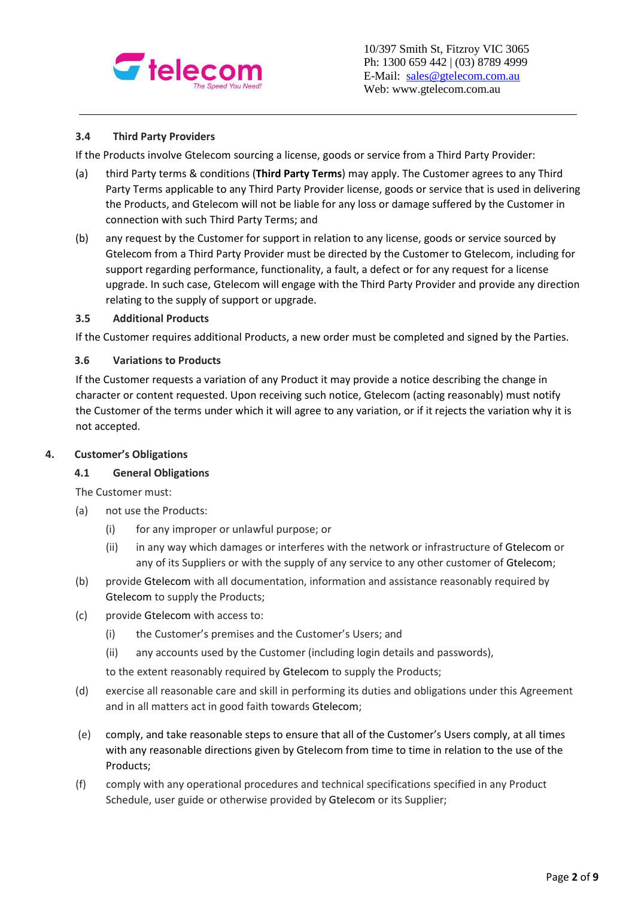### 3.4 Third Party Providers

If the Products involve Gtelecom sourcing a license, goods or service from a Third Party Provider:

(a) third Party terms & conditions (**Third Party Terms**) may apply. The Customer agrees to any Third Party Terms applicable to any Third Party Provider license, goods or service that is used in delivering the Products, and Gtelecom will not be liable for any loss or damage suffered by the Customer in connection with such Third Party Terms; and

(b) any request by the Customer for support in relation to any license, goods or service sourced by Gtelecom from a Third Party Provider must be directed by the Customer to Gtelecom, including for support regarding performance, functionality, a fault, a defect or for any request for a license upgrade. In such case, Gtelecom will engage with the Third Party Provider and provide any direction relating to the supply of support or upgrade.

### 3.5 Additional Products

If the Customer requires additional Products, a new order must be completed and signed by the Parties.

### 3.6 Variations to Products

If the Customer requests a variation of any Product it may provide a notice describing the change in character or content requested. Upon receiving such notice, Gtelecom (acting reasonably) must notify the Customer of the terms under which it will agree to any variation, or if it rejects the variation why it is not accepted.

## 4. Customer's Obligations

### 4.1 General Obligations

The Customer must:

(a) not use the Products:

- (i) for any improper or unlawful purpose; or
- (ii) in any way which damages or interferes with the network or infrastructure of Gtelecom or any of its Suppliers or with the supply of any service to any other customer of Gtelecom;

(b) provide Gtelecom with all documentation, information and assistance reasonably required by Gtelecom to supply the Products;

(c) provide Gtelecom with access to:

- (i) the Customer's premises and the Customer's Users; and
- (ii) any accounts used by the Customer (including login details and passwords),

to the extent reasonably required by Gtelecom to supply the Products;

(d) exercise all reasonable care and skill in performing its duties and obligations under this Agreement and in all matters act in good faith towards Gtelecom;

(e) comply, and take reasonable steps to ensure that all of the Customer's Users comply, at all times with any reasonable directions given by Gtelecom from time to time in relation to the use of the Products;

(f) comply with any operational procedures and technical specifications specified in any Product Schedule, user guide or otherwise provided by Gtelecom or its Supplier;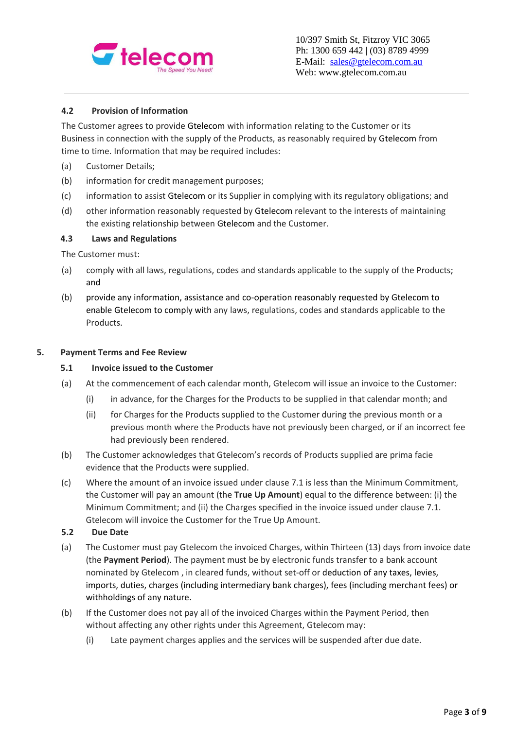### 4.2 Provision of Information

The Customer agrees to provide Gtelecom with information relating to the Customer or its Business in connection with the supply of the Products, as reasonably required by Gtelecom from time to time. Information that may be required includes:

(a) Customer Details;

(b) information for credit management purposes;

(c) information to assist Gtelecom or its Supplier in complying with its regulatory obligations; and

(d) other information reasonably requested by Gtelecom relevant to the interests of maintaining the existing relationship between Gtelecom and the Customer.

### 4.3 Laws and Regulations

The Customer must:

(a) comply with all laws, regulations, codes and standards applicable to the supply of the Products; and

(b) provide any information, assistance and co-operation reasonably requested by Gtelecom to enable Gtelecom to comply with any laws, regulations, codes and standards applicable to the Products.

## 5. Payment Terms and Fee Review

### 5.1 Invoice issued to the Customer

(a) At the commencement of each calendar month, Gtelecom will issue an invoice to the Customer:

(i) in advance, for the Charges for the Products to be supplied in that calendar month; and

(ii) for Charges for the Products supplied to the Customer during the previous month or a previous month where the Products have not previously been charged, or if an incorrect fee had previously been rendered.

(b) The Customer acknowledges that Gtelecom's records of Products supplied are prima facie evidence that the Products were supplied.

(c) Where the amount of an invoice issued under clause 7.1 is less than the Minimum Commitment, the Customer will pay an amount (the **True Up Amount**) equal to the difference between: (i) the Minimum Commitment; and (ii) the Charges specified in the invoice issued under clause 7.1. Gtelecom will invoice the Customer for the True Up Amount.

### 5.2 Due Date

(a) The Customer must pay Gtelecom the invoiced Charges, within Thirteen (13) days from invoice date (the **Payment Period**). The payment must be by electronic funds transfer to a bank account nominated by Gtelecom , in cleared funds, without set-off or deduction of any taxes, levies, imports, duties, charges (including intermediary bank charges), fees (including merchant fees) or withholdings of any nature.

(b) If the Customer does not pay all of the invoiced Charges within the Payment Period, then without affecting any other rights under this Agreement, Gtelecom may:

(i) Late payment charges applies and the services will be suspended after due date.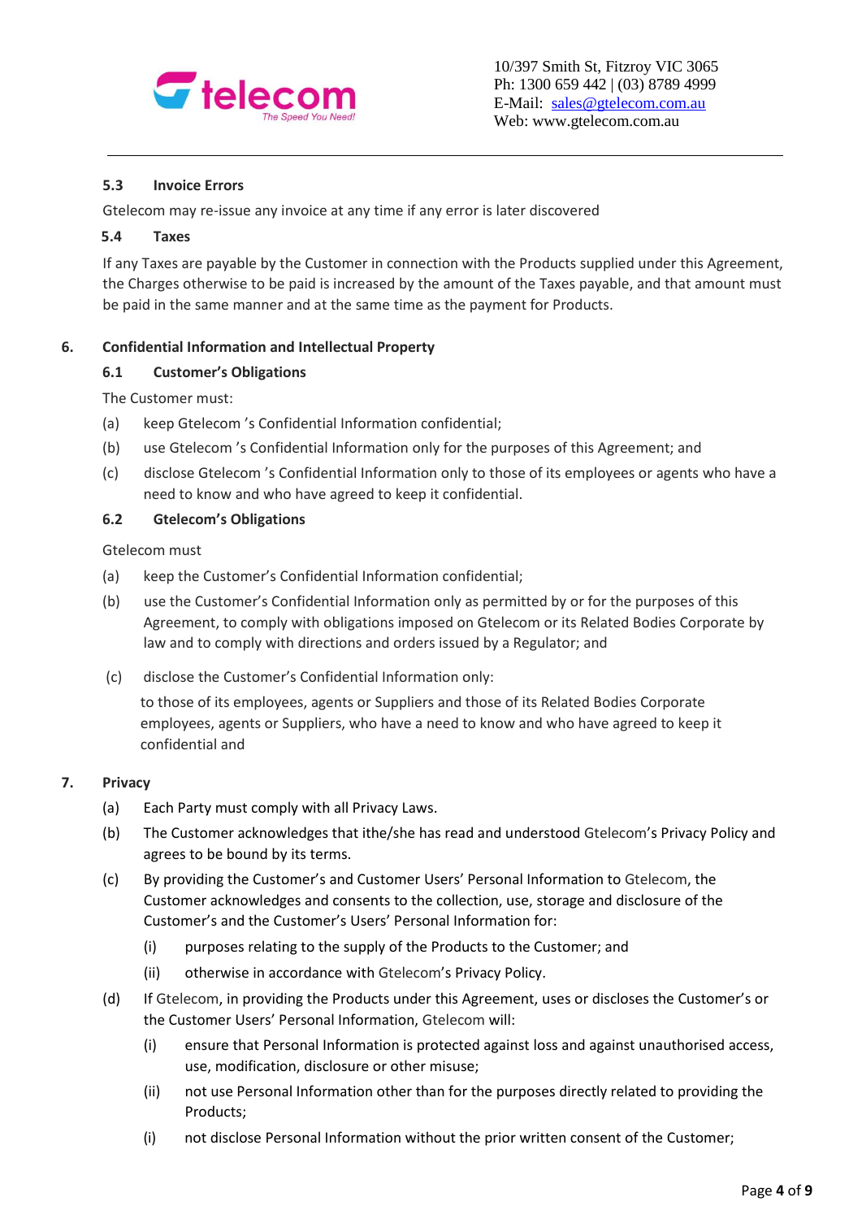### 5.3 Invoice Errors

Gtelecom may re-issue any invoice at any time if any error is later discovered

### 5.4 Taxes

If any Taxes are payable by the Customer in connection with the Products supplied under this Agreement, the Charges otherwise to be paid is increased by the amount of the Taxes payable, and that amount must be paid in the same manner and at the same time as the payment for Products.

## 6. Confidential Information and Intellectual Property

### 6.1 Customer's Obligations

The Customer must:

(a) keep Gtelecom 's Confidential Information confidential;

(b) use Gtelecom 's Confidential Information only for the purposes of this Agreement; and

(c) disclose Gtelecom 's Confidential Information only to those of its employees or agents who have a need to know and who have agreed to keep it confidential.

### 6.2 Gtelecom's Obligations

Gtelecom must

(a) keep the Customer's Confidential Information confidential;

(b) use the Customer's Confidential Information only as permitted by or for the purposes of this Agreement, to comply with obligations imposed on Gtelecom or its Related Bodies Corporate by law and to comply with directions and orders issued by a Regulator; and

(c) disclose the Customer's Confidential Information only:

to those of its employees, agents or Suppliers and those of its Related Bodies Corporate employees, agents or Suppliers, who have a need to know and who have agreed to keep it confidential and

## 7. Privacy

(a) Each Party must comply with all Privacy Laws.

(b) The Customer acknowledges that ithe/she has read and understood Gtelecom's Privacy Policy and agrees to be bound by its terms.

(c) By providing the Customer's and Customer Users' Personal Information to Gtelecom, the Customer acknowledges and consents to the collection, use, storage and disclosure of the Customer's and the Customer's Users' Personal Information for:

- (i) purposes relating to the supply of the Products to the Customer; and
- (ii) otherwise in accordance with Gtelecom's Privacy Policy.

(d) If Gtelecom, in providing the Products under this Agreement, uses or discloses the Customer's or the Customer Users' Personal Information, Gtelecom will:

- (i) ensure that Personal Information is protected against loss and against unauthorised access, use, modification, disclosure or other misuse;
- (ii) not use Personal Information other than for the purposes directly related to providing the Products;
- (i) not disclose Personal Information without the prior written consent of the Customer;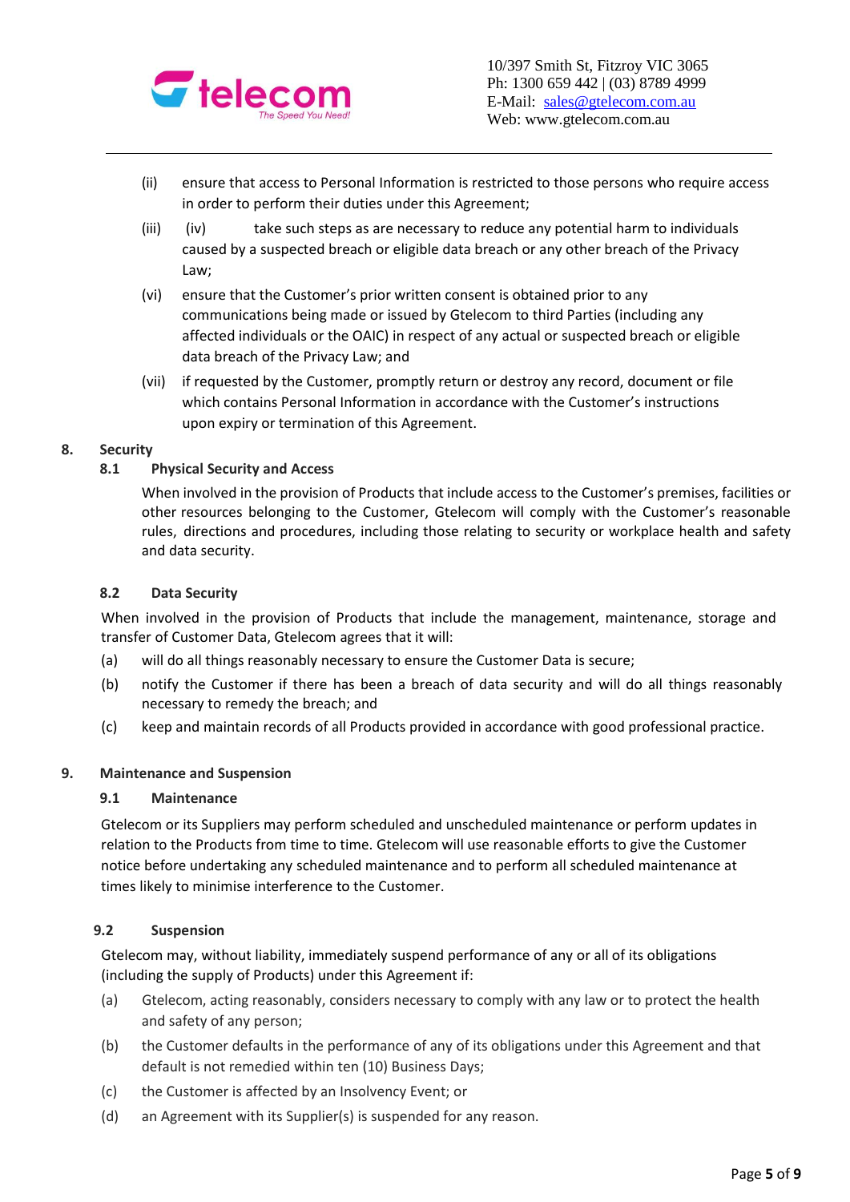(ii) ensure that access to Personal Information is restricted to those persons who require access in order to perform their duties under this Agreement;

(iii) (iv) take such steps as are necessary to reduce any potential harm to individuals caused by a suspected breach or eligible data breach or any other breach of the Privacy Law;

(vi) ensure that the Customer's prior written consent is obtained prior to any communications being made or issued by Gtelecom to third Parties (including any affected individuals or the OAIC) in respect of any actual or suspected breach or eligible data breach of the Privacy Law; and

(vii) if requested by the Customer, promptly return or destroy any record, document or file which contains Personal Information in accordance with the Customer's instructions upon expiry or termination of this Agreement.

## 8. Security

### 8.1 Physical Security and Access

When involved in the provision of Products that include access to the Customer's premises, facilities or other resources belonging to the Customer, Gtelecom will comply with the Customer's reasonable rules, directions and procedures, including those relating to security or workplace health and safety and data security.

### 8.2 Data Security

When involved in the provision of Products that include the management, maintenance, storage and transfer of Customer Data, Gtelecom agrees that it will:

(a) will do all things reasonably necessary to ensure the Customer Data is secure;

(b) notify the Customer if there has been a breach of data security and will do all things reasonably necessary to remedy the breach; and

(c) keep and maintain records of all Products provided in accordance with good professional practice.

## 9. Maintenance and Suspension

### 9.1 Maintenance

Gtelecom or its Suppliers may perform scheduled and unscheduled maintenance or perform updates in relation to the Products from time to time. Gtelecom will use reasonable efforts to give the Customer notice before undertaking any scheduled maintenance and to perform all scheduled maintenance at times likely to minimise interference to the Customer.

### 9.2 Suspension

Gtelecom may, without liability, immediately suspend performance of any or all of its obligations (including the supply of Products) under this Agreement if:

(a) Gtelecom, acting reasonably, considers necessary to comply with any law or to protect the health and safety of any person;

(b) the Customer defaults in the performance of any of its obligations under this Agreement and that default is not remedied within ten (10) Business Days;

(c) the Customer is affected by an Insolvency Event; or

(d) an Agreement with its Supplier(s) is suspended for any reason.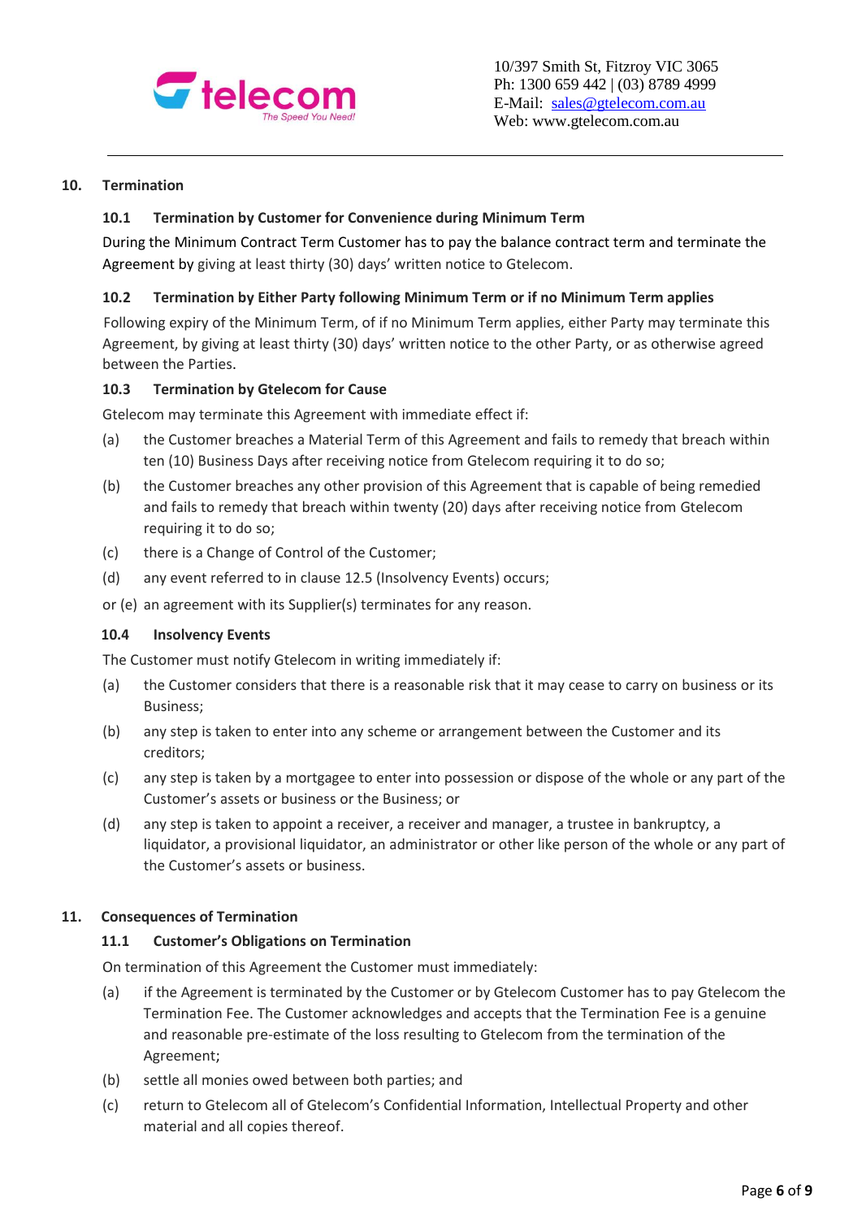## 10. Termination

### 10.1 Termination by Customer for Convenience during Minimum Term

During the Minimum Contract Term Customer has to pay the balance contract term and terminate the Agreement by giving at least thirty (30) days' written notice to Gtelecom.

### 10.2 Termination by Either Party following Minimum Term or if no Minimum Term applies

Following expiry of the Minimum Term, of if no Minimum Term applies, either Party may terminate this Agreement, by giving at least thirty (30) days' written notice to the other Party, or as otherwise agreed between the Parties.

### 10.3 Termination by Gtelecom for Cause

Gtelecom may terminate this Agreement with immediate effect if:

(a) the Customer breaches a Material Term of this Agreement and fails to remedy that breach within ten (10) Business Days after receiving notice from Gtelecom requiring it to do so;

(b) the Customer breaches any other provision of this Agreement that is capable of being remedied and fails to remedy that breach within twenty (20) days after receiving notice from Gtelecom requiring it to do so;

(c) there is a Change of Control of the Customer;

(d) any event referred to in clause 12.5 (Insolvency Events) occurs;

or (e) an agreement with its Supplier(s) terminates for any reason.

### 10.4 Insolvency Events

The Customer must notify Gtelecom in writing immediately if:

(a) the Customer considers that there is a reasonable risk that it may cease to carry on business or its Business;

(b) any step is taken to enter into any scheme or arrangement between the Customer and its creditors;

(c) any step is taken by a mortgagee to enter into possession or dispose of the whole or any part of the Customer's assets or business or the Business; or

(d) any step is taken to appoint a receiver, a receiver and manager, a trustee in bankruptcy, a liquidator, a provisional liquidator, an administrator or other like person of the whole or any part of the Customer's assets or business.

## 11. Consequences of Termination

### 11.1 Customer's Obligations on Termination

On termination of this Agreement the Customer must immediately:

(a) if the Agreement is terminated by the Customer or by Gtelecom Customer has to pay Gtelecom the Termination Fee. The Customer acknowledges and accepts that the Termination Fee is a genuine and reasonable pre-estimate of the loss resulting to Gtelecom from the termination of the Agreement;

(b) settle all monies owed between both parties; and

(c) return to Gtelecom all of Gtelecom's Confidential Information, Intellectual Property and other material and all copies thereof.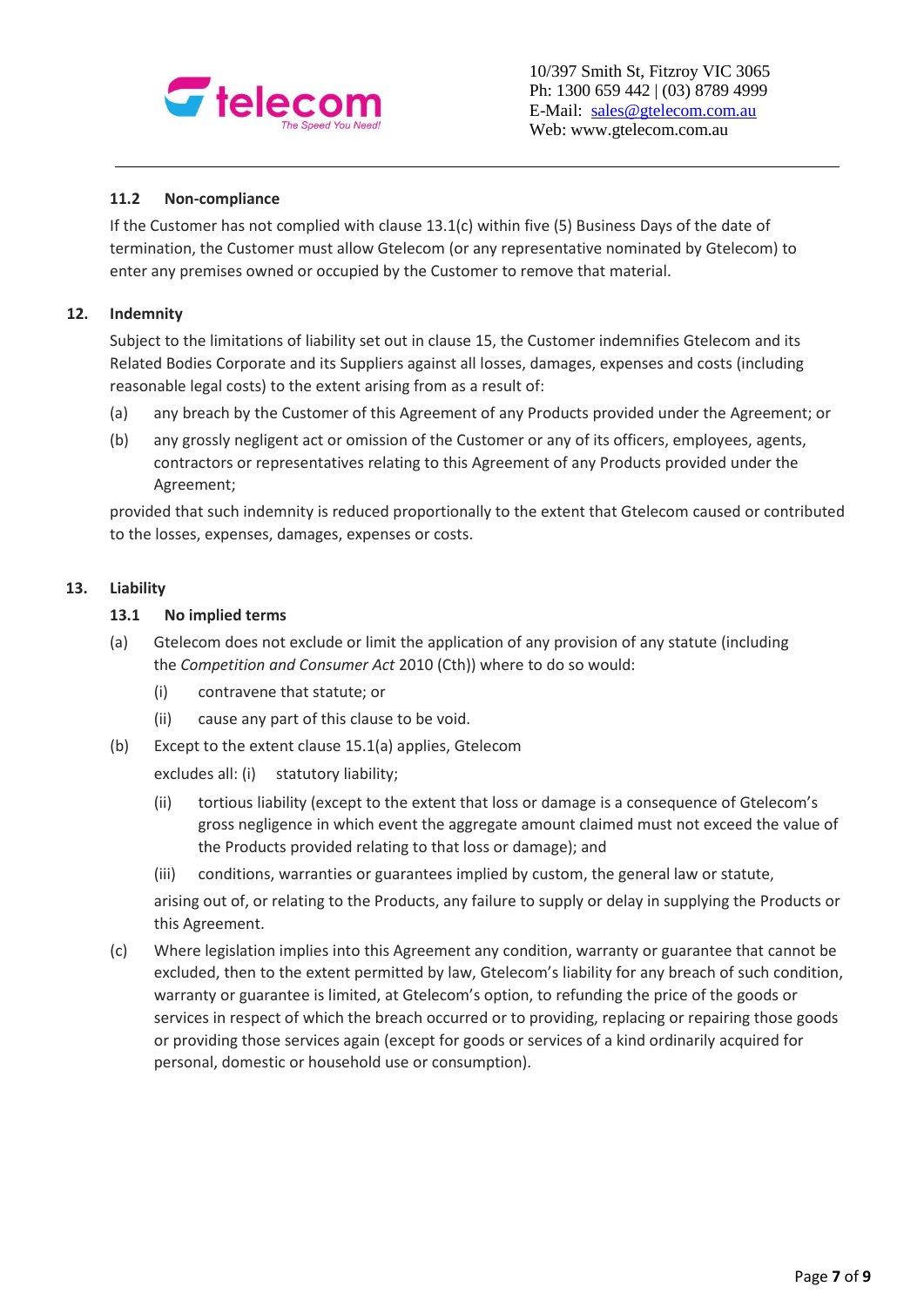### 11.2 Non-compliance

If the Customer has not complied with clause 13.1(c) within five (5) Business Days of the date of termination, the Customer must allow Gtelecom (or any representative nominated by Gtelecom) to enter any premises owned or occupied by the Customer to remove that material.

## 12. Indemnity

Subject to the limitations of liability set out in clause 15, the Customer indemnifies Gtelecom and its Related Bodies Corporate and its Suppliers against all losses, damages, expenses and costs (including reasonable legal costs) to the extent arising from as a result of:

(a) any breach by the Customer of this Agreement of any Products provided under the Agreement; or

(b) any grossly negligent act or omission of the Customer or any of its officers, employees, agents, contractors or representatives relating to this Agreement of any Products provided under the Agreement;

provided that such indemnity is reduced proportionally to the extent that Gtelecom caused or contributed to the losses, expenses, damages, expenses or costs.

## 13. Liability

### 13.1 No implied terms

(a) Gtelecom does not exclude or limit the application of any provision of any statute (including the *Competition and Consumer Act* 2010 (Cth)) where to do so would:

(i) contravene that statute; or

(ii) cause any part of this clause to be void.

(b) Except to the extent clause 15.1(a) applies, Gtelecom excludes all: (i) statutory liability;

(ii) tortious liability (except to the extent that loss or damage is a consequence of Gtelecom's gross negligence in which event the aggregate amount claimed must not exceed the value of the Products provided relating to that loss or damage); and

(iii) conditions, warranties or guarantees implied by custom, the general law or statute,

arising out of, or relating to the Products, any failure to supply or delay in supplying the Products or this Agreement.

(c) Where legislation implies into this Agreement any condition, warranty or guarantee that cannot be excluded, then to the extent permitted by law, Gtelecom's liability for any breach of such condition, warranty or guarantee is limited, at Gtelecom's option, to refunding the price of the goods or services in respect of which the breach occurred or to providing, replacing or repairing those goods or providing those services again (except for goods or services of a kind ordinarily acquired for personal, domestic or household use or consumption).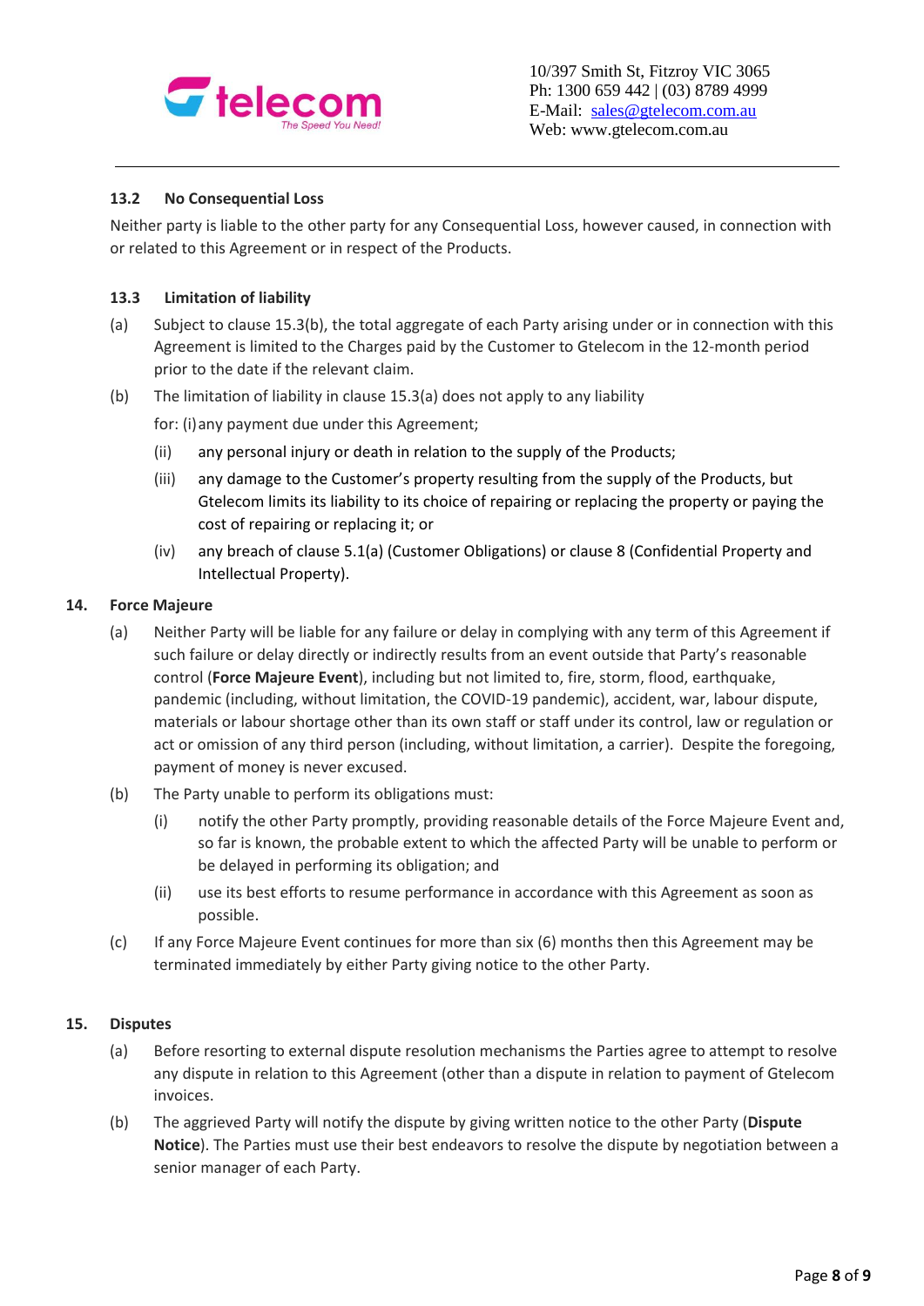### 13.2 No Consequential Loss

Neither party is liable to the other party for any Consequential Loss, however caused, in connection with or related to this Agreement or in respect of the Products.

### 13.3 Limitation of liability

(a) Subject to clause 15.3(b), the total aggregate of each Party arising under or in connection with this Agreement is limited to the Charges paid by the Customer to Gtelecom in the 12-month period prior to the date if the relevant claim.

(b) The limitation of liability in clause 15.3(a) does not apply to any liability for: (i) any payment due under this Agreement;

(ii) any personal injury or death in relation to the supply of the Products;

(iii) any damage to the Customer's property resulting from the supply of the Products, but Gtelecom limits its liability to its choice of repairing or replacing the property or paying the cost of repairing or replacing it; or

(iv) any breach of clause 5.1(a) (Customer Obligations) or clause 8 (Confidential Property and Intellectual Property).

## 14. Force Majeure

(a) Neither Party will be liable for any failure or delay in complying with any term of this Agreement if such failure or delay directly or indirectly results from an event outside that Party's reasonable control (**Force Majeure Event**), including but not limited to, fire, storm, flood, earthquake, pandemic (including, without limitation, the COVID-19 pandemic), accident, war, labour dispute, materials or labour shortage other than its own staff or staff under its control, law or regulation or act or omission of any third person (including, without limitation, a carrier). Despite the foregoing, payment of money is never excused.

(b) The Party unable to perform its obligations must:

(i) notify the other Party promptly, providing reasonable details of the Force Majeure Event and, so far is known, the probable extent to which the affected Party will be unable to perform or be delayed in performing its obligation; and

(ii) use its best efforts to resume performance in accordance with this Agreement as soon as possible.

(c) If any Force Majeure Event continues for more than six (6) months then this Agreement may be terminated immediately by either Party giving notice to the other Party.

## 15. Disputes

(a) Before resorting to external dispute resolution mechanisms the Parties agree to attempt to resolve any dispute in relation to this Agreement (other than a dispute in relation to payment of Gtelecom invoices.

(b) The aggrieved Party will notify the dispute by giving written notice to the other Party (**Dispute Notice**). The Parties must use their best endeavors to resolve the dispute by negotiation between a senior manager of each Party.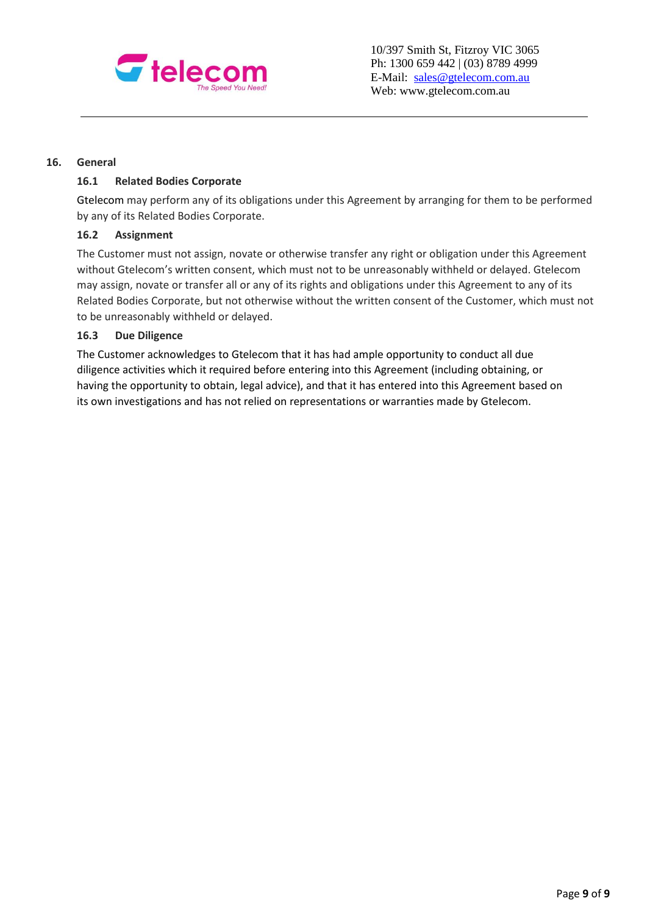## 16. General

### 16.1 Related Bodies Corporate

Gtelecom may perform any of its obligations under this Agreement by arranging for them to be performed by any of its Related Bodies Corporate.

### 16.2 Assignment

The Customer must not assign, novate or otherwise transfer any right or obligation under this Agreement without Gtelecom's written consent, which must not to be unreasonably withheld or delayed. Gtelecom may assign, novate or transfer all or any of its rights and obligations under this Agreement to any of its Related Bodies Corporate, but not otherwise without the written consent of the Customer, which must not to be unreasonably withheld or delayed.

### 16.3 Due Diligence

The Customer acknowledges to Gtelecom that it has had ample opportunity to conduct all due diligence activities which it required before entering into this Agreement (including obtaining, or having the opportunity to obtain, legal advice), and that it has entered into this Agreement based on its own investigations and has not relied on representations or warranties made by Gtelecom.